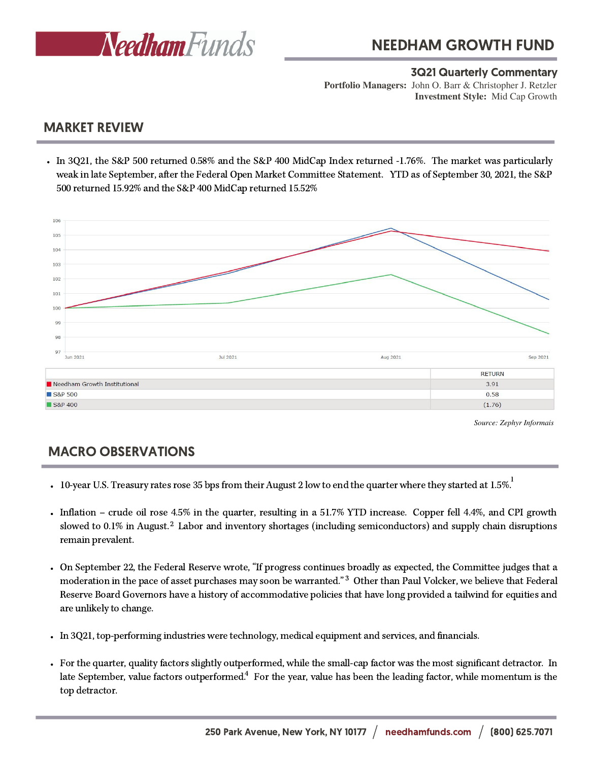# NEEDHAM GROWTH FUND

**3Q21 Quarterly Commentary**

**Portfolio Managers:** John O. Barr & Christopher J. Retzler
**Investment Style:** Mid Cap Growth

## MARKET REVIEW

- In 3Q21, the S&P 500 returned 0.58% and the S&P 400 MidCap Index returned -1.76%. The market was particularly weak in late September, after the Federal Open Market Committee Statement. YTD as of September 30, 2021, the S&P 500 returned 15.92% and the S&P 400 MidCap returned 15.52%

| | RETURN |
|---|---|
| Needham Growth Institutional | 3.91 |
| S&P 500 | 0.58 |
| S&P 400 | (1.76) |

*Source: Zephyr Informais*

## MACRO OBSERVATIONS

- 10-year U.S. Treasury rates rose 35 bps from their August 2 low to end the quarter where they started at 1.5%.[1]

- Inflation – crude oil rose 4.5% in the quarter, resulting in a 51.7% YTD increase. Copper fell 4.4%, and CPI growth slowed to 0.1% in August.[2] Labor and inventory shortages (including semiconductors) and supply chain disruptions remain prevalent.

- On September 22, the Federal Reserve wrote, "If progress continues broadly as expected, the Committee judges that a moderation in the pace of asset purchases may soon be warranted."[3] Other than Paul Volcker, we believe that Federal Reserve Board Governors have a history of accommodative policies that have long provided a tailwind for equities and are unlikely to change.

- In 3Q21, top-performing industries were technology, medical equipment and services, and financials.

- For the quarter, quality factors slightly outperformed, while the small-cap factor was the most significant detractor. In late September, value factors outperformed.[4] For the year, value has been the leading factor, while momentum is the top detractor.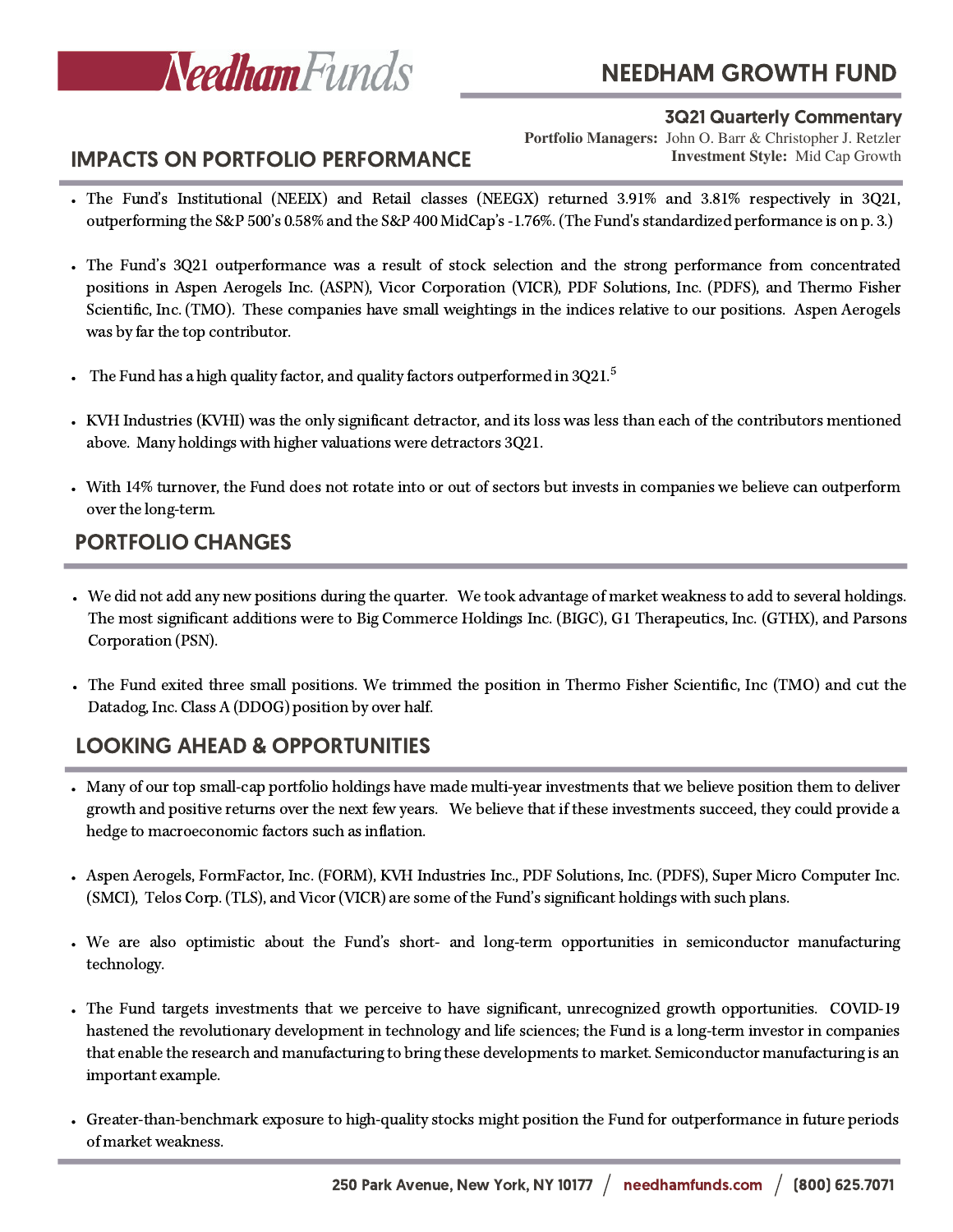# NEEDHAM GROWTH FUND

### 3Q21 Quarterly Commentary

**Portfolio Managers:** John O. Barr & Christopher J. Retzler
**Investment Style:** Mid Cap Growth

## IMPACTS ON PORTFOLIO PERFORMANCE

- The Fund's Institutional (NEEIX) and Retail classes (NEEGX) returned 3.91% and 3.81% respectively in 3Q21, outperforming the S&P 500's 0.58% and the S&P 400 MidCap's -1.76%. (The Fund's standardized performance is on p. 3.)

- The Fund's 3Q21 outperformance was a result of stock selection and the strong performance from concentrated positions in Aspen Aerogels Inc. (ASPN), Vicor Corporation (VICR), PDF Solutions, Inc. (PDFS), and Thermo Fisher Scientific, Inc. (TMO). These companies have small weightings in the indices relative to our positions. Aspen Aerogels was by far the top contributor.

- The Fund has a high quality factor, and quality factors outperformed in 3Q21.[5]

- KVH Industries (KVHI) was the only significant detractor, and its loss was less than each of the contributors mentioned above. Many holdings with higher valuations were detractors 3Q21.

- With 14% turnover, the Fund does not rotate into or out of sectors but invests in companies we believe can outperform over the long-term.

## PORTFOLIO CHANGES

- We did not add any new positions during the quarter. We took advantage of market weakness to add to several holdings. The most significant additions were to Big Commerce Holdings Inc. (BIGC), G1 Therapeutics, Inc. (GTHX), and Parsons Corporation (PSN).

- The Fund exited three small positions. We trimmed the position in Thermo Fisher Scientific, Inc (TMO) and cut the Datadog, Inc. Class A (DDOG) position by over half.

## LOOKING AHEAD & OPPORTUNITIES

- Many of our top small-cap portfolio holdings have made multi-year investments that we believe position them to deliver growth and positive returns over the next few years. We believe that if these investments succeed, they could provide a hedge to macroeconomic factors such as inflation.

- Aspen Aerogels, FormFactor, Inc. (FORM), KVH Industries Inc., PDF Solutions, Inc. (PDFS), Super Micro Computer Inc. (SMCI), Telos Corp. (TLS), and Vicor (VICR) are some of the Fund's significant holdings with such plans.

- We are also optimistic about the Fund's short- and long-term opportunities in semiconductor manufacturing technology.

- The Fund targets investments that we perceive to have significant, unrecognized growth opportunities. COVID-19 hastened the revolutionary development in technology and life sciences; the Fund is a long-term investor in companies that enable the research and manufacturing to bring these developments to market. Semiconductor manufacturing is an important example.

- Greater-than-benchmark exposure to high-quality stocks might position the Fund for outperformance in future periods of market weakness.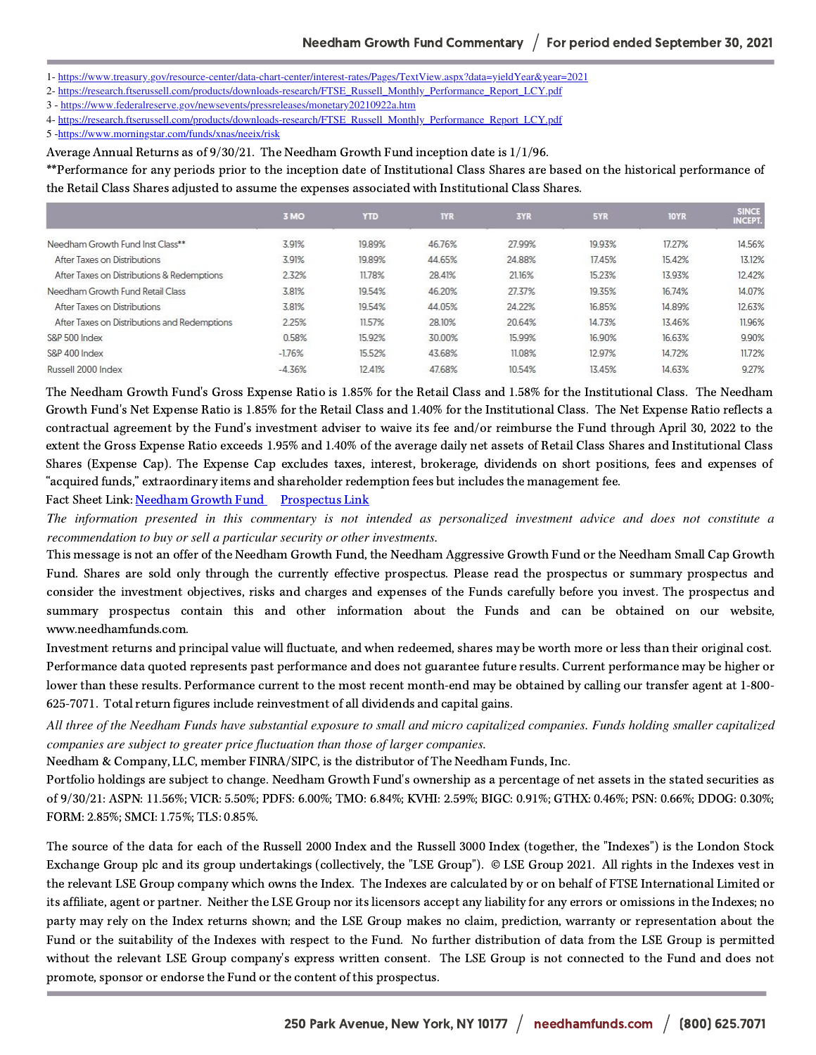1- https://www.treasury.gov/resource-center/data-chart-center/interest-rates/Pages/TextView.aspx?data=yieldYear&year=2021
2- https://research.ftserussell.com/products/downloads-research/FTSE_Russell_Monthly_Performance_Report_LCY.pdf
3 - https://www.federalreserve.gov/newsevents/pressreleases/monetary20210922a.htm
4- https://research.ftserussell.com/products/downloads-research/FTSE_Russell_Monthly_Performance_Report_LCY.pdf
5 -https://www.morningstar.com/funds/xnas/neeix/risk

Average Annual Returns as of 9/30/21. The Needham Growth Fund inception date is 1/1/96.

**Performance for any periods prior to the inception date of Institutional Class Shares are based on the historical performance of the Retail Class Shares adjusted to assume the expenses associated with Institutional Class Shares.

| | 3 MO | YTD | 1YR | 3YR | 5YR | 10YR | SINCE INCEPT. |
|---|---|---|---|---|---|---|---|
| Needham Growth Fund Inst Class** | 3.91% | 19.89% | 46.76% | 27.99% | 19.93% | 17.27% | 14.56% |
| After Taxes on Distributions | 3.91% | 19.89% | 44.65% | 24.88% | 17.45% | 15.42% | 13.12% |
| After Taxes on Distributions & Redemptions | 2.32% | 11.78% | 28.41% | 21.16% | 15.23% | 13.93% | 12.42% |
| Needham Growth Fund Retail Class | 3.81% | 19.54% | 46.20% | 27.37% | 19.35% | 16.74% | 14.07% |
| After Taxes on Distributions | 3.81% | 19.54% | 44.05% | 24.22% | 16.85% | 14.89% | 12.63% |
| After Taxes on Distributions and Redemptions | 2.25% | 11.57% | 28.10% | 20.64% | 14.73% | 13.46% | 11.96% |
| S&P 500 Index | 0.58% | 15.92% | 30.00% | 15.99% | 16.90% | 16.63% | 9.90% |
| S&P 400 Index | -1.76% | 15.52% | 43.68% | 11.08% | 12.97% | 14.72% | 11.72% |
| Russell 2000 Index | -4.36% | 12.41% | 47.68% | 10.54% | 13.45% | 14.63% | 9.27% |

The Needham Growth Fund's Gross Expense Ratio is 1.85% for the Retail Class and 1.58% for the Institutional Class. The Needham Growth Fund's Net Expense Ratio is 1.85% for the Retail Class and 1.40% for the Institutional Class. The Net Expense Ratio reflects a contractual agreement by the Fund's investment adviser to waive its fee and/or reimburse the Fund through April 30, 2022 to the extent the Gross Expense Ratio exceeds 1.95% and 1.40% of the average daily net assets of Retail Class Shares and Institutional Class Shares (Expense Cap). The Expense Cap excludes taxes, interest, brokerage, dividends on short positions, fees and expenses of "acquired funds," extraordinary items and shareholder redemption fees but includes the management fee.

Fact Sheet Link: Needham Growth Fund Prospectus Link

*The information presented in this commentary is not intended as personalized investment advice and does not constitute a recommendation to buy or sell a particular security or other investments.*

This message is not an offer of the Needham Growth Fund, the Needham Aggressive Growth Fund or the Needham Small Cap Growth Fund. Shares are sold only through the currently effective prospectus. Please read the prospectus or summary prospectus and consider the investment objectives, risks and charges and expenses of the Funds carefully before you invest. The prospectus and summary prospectus contain this and other information about the Funds and can be obtained on our website, www.needhamfunds.com.

Investment returns and principal value will fluctuate, and when redeemed, shares may be worth more or less than their original cost. Performance data quoted represents past performance and does not guarantee future results. Current performance may be higher or lower than these results. Performance current to the most recent month-end may be obtained by calling our transfer agent at 1-800-625-7071. Total return figures include reinvestment of all dividends and capital gains.

*All three of the Needham Funds have substantial exposure to small and micro capitalized companies. Funds holding smaller capitalized companies are subject to greater price fluctuation than those of larger companies.*

Needham & Company, LLC, member FINRA/SIPC, is the distributor of The Needham Funds, Inc.

Portfolio holdings are subject to change. Needham Growth Fund's ownership as a percentage of net assets in the stated securities as of 9/30/21: ASPN: 11.56%; VICR: 5.50%; PDFS: 6.00%; TMO: 6.84%; KVHI: 2.59%; BIGC: 0.91%; GTHX: 0.46%; PSN: 0.66%; DDOG: 0.30%; FORM: 2.85%; SMCI: 1.75%; TLS: 0.85%.

The source of the data for each of the Russell 2000 Index and the Russell 3000 Index (together, the "Indexes") is the London Stock Exchange Group plc and its group undertakings (collectively, the "LSE Group"). © LSE Group 2021. All rights in the Indexes vest in the relevant LSE Group company which owns the Index. The Indexes are calculated by or on behalf of FTSE International Limited or its affiliate, agent or partner. Neither the LSE Group nor its licensors accept any liability for any errors or omissions in the Indexes; no party may rely on the Index returns shown; and the LSE Group makes no claim, prediction, warranty or representation about the Fund or the suitability of the Indexes with respect to the Fund. No further distribution of data from the LSE Group is permitted without the relevant LSE Group company's express written consent. The LSE Group is not connected to the Fund and does not promote, sponsor or endorse the Fund or the content of this prospectus.